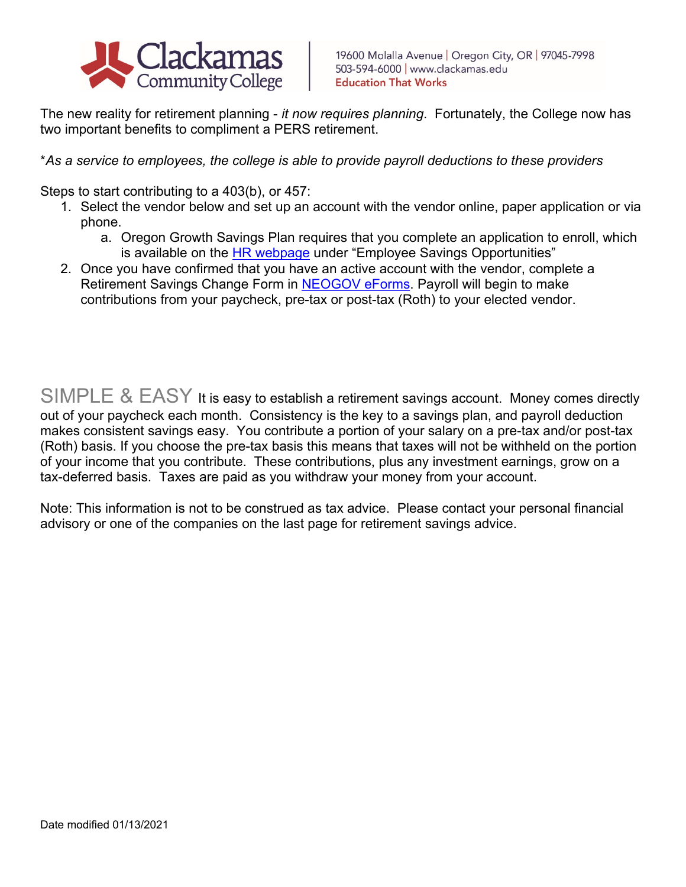Clackamas Community College

19600 Molalla Avenue | Oregon City, OR | 97045-7998
503-594-6000 | www.clackamas.edu
Education That Works

The new reality for retirement planning - *it now requires planning*. Fortunately, the College now has two important benefits to compliment a PERS retirement.

**As a service to employees, the college is able to provide payroll deductions to these providers*

Steps to start contributing to a 403(b), or 457:

1. Select the vendor below and set up an account with the vendor online, paper application or via phone.
   a. Oregon Growth Savings Plan requires that you complete an application to enroll, which is available on the [HR webpage](#) under "Employee Savings Opportunities"
2. Once you have confirmed that you have an active account with the vendor, complete a Retirement Savings Change Form in [NEOGOV eForms](#). Payroll will begin to make contributions from your paycheck, pre-tax or post-tax (Roth) to your elected vendor.

SIMPLE & EASY It is easy to establish a retirement savings account. Money comes directly out of your paycheck each month. Consistency is the key to a savings plan, and payroll deduction makes consistent savings easy. You contribute a portion of your salary on a pre-tax and/or post-tax (Roth) basis. If you choose the pre-tax basis this means that taxes will not be withheld on the portion of your income that you contribute. These contributions, plus any investment earnings, grow on a tax-deferred basis. Taxes are paid as you withdraw your money from your account.

Note: This information is not to be construed as tax advice. Please contact your personal financial advisory or one of the companies on the last page for retirement savings advice.

Date modified 01/13/2021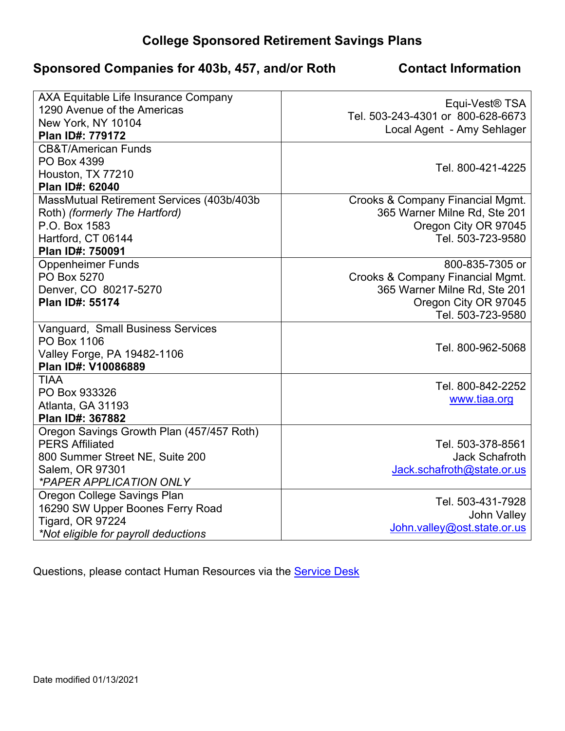# College Sponsored Retirement Savings Plans

## Sponsored Companies for 403b, 457, and/or Roth — Contact Information

| | |
|---|---|
| AXA Equitable Life Insurance Company<br>1290 Avenue of the Americas<br>New York, NY 10104<br>**Plan ID#: 779172** | Equi-Vest® TSA<br>Tel. 503-243-4301 or 800-628-6673<br>Local Agent - Amy Sehlager |
| CB&T/American Funds<br>PO Box 4399<br>Houston, TX 77210<br>**Plan ID#: 62040** | Tel. 800-421-4225 |
| MassMutual Retirement Services (403b/403b Roth) *(formerly The Hartford)*<br>P.O. Box 1583<br>Hartford, CT 06144<br>**Plan ID#: 750091** | Crooks & Company Financial Mgmt.<br>365 Warner Milne Rd, Ste 201<br>Oregon City OR 97045<br>Tel. 503-723-9580 |
| Oppenheimer Funds<br>PO Box 5270<br>Denver, CO 80217-5270<br>**Plan ID#: 55174** | 800-835-7305 or<br>Crooks & Company Financial Mgmt.<br>365 Warner Milne Rd, Ste 201<br>Oregon City OR 97045<br>Tel. 503-723-9580 |
| Vanguard, Small Business Services<br>PO Box 1106<br>Valley Forge, PA 19482-1106<br>**Plan ID#: V10086889** | Tel. 800-962-5068 |
| TIAA<br>PO Box 933326<br>Atlanta, GA 31193<br>**Plan ID#: 367882** | Tel. 800-842-2252<br>www.tiaa.org |
| Oregon Savings Growth Plan (457/457 Roth)<br>PERS Affiliated<br>800 Summer Street NE, Suite 200<br>Salem, OR 97301<br>*\*PAPER APPLICATION ONLY* | Tel. 503-378-8561<br>Jack Schafroth<br>Jack.schafroth@state.or.us |
| Oregon College Savings Plan<br>16290 SW Upper Boones Ferry Road<br>Tigard, OR 97224<br>*\*Not eligible for payroll deductions* | Tel. 503-431-7928<br>John Valley<br>John.valley@ost.state.or.us |

Questions, please contact Human Resources via the Service Desk

Date modified 01/13/2021